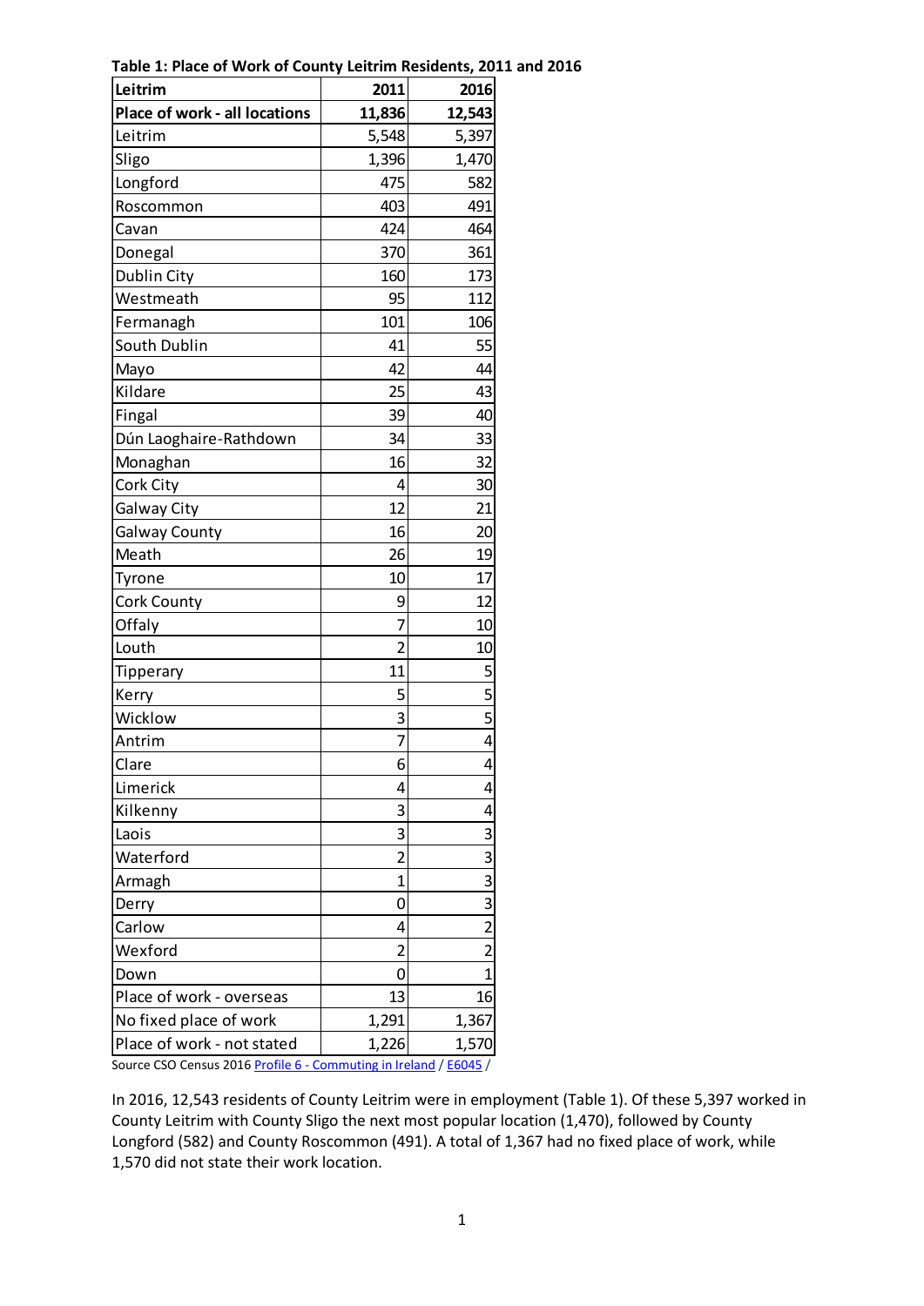**Table 1: Place of Work of County Leitrim Residents, 2011 and 2016**

| Leitrim | 2011 | 2016 |
|---|---|---|
| **Place of work - all locations** | **11,836** | **12,543** |
| Leitrim | 5,548 | 5,397 |
| Sligo | 1,396 | 1,470 |
| Longford | 475 | 582 |
| Roscommon | 403 | 491 |
| Cavan | 424 | 464 |
| Donegal | 370 | 361 |
| Dublin City | 160 | 173 |
| Westmeath | 95 | 112 |
| Fermanagh | 101 | 106 |
| South Dublin | 41 | 55 |
| Mayo | 42 | 44 |
| Kildare | 25 | 43 |
| Fingal | 39 | 40 |
| Dún Laoghaire-Rathdown | 34 | 33 |
| Monaghan | 16 | 32 |
| Cork City | 4 | 30 |
| Galway City | 12 | 21 |
| Galway County | 16 | 20 |
| Meath | 26 | 19 |
| Tyrone | 10 | 17 |
| Cork County | 9 | 12 |
| Offaly | 7 | 10 |
| Louth | 2 | 10 |
| Tipperary | 11 | 5 |
| Kerry | 5 | 5 |
| Wicklow | 3 | 5 |
| Antrim | 7 | 4 |
| Clare | 6 | 4 |
| Limerick | 4 | 4 |
| Kilkenny | 3 | 4 |
| Laois | 3 | 3 |
| Waterford | 2 | 3 |
| Armagh | 1 | 3 |
| Derry | 0 | 3 |
| Carlow | 4 | 2 |
| Wexford | 2 | 2 |
| Down | 0 | 1 |
| Place of work - overseas | 13 | 16 |
| No fixed place of work | 1,291 | 1,367 |
| Place of work - not stated | 1,226 | 1,570 |

Source CSO Census 2016 Profile 6 - Commuting in Ireland / E6045 /

In 2016, 12,543 residents of County Leitrim were in employment (Table 1). Of these 5,397 worked in County Leitrim with County Sligo the next most popular location (1,470), followed by County Longford (582) and County Roscommon (491). A total of 1,367 had no fixed place of work, while 1,570 did not state their work location.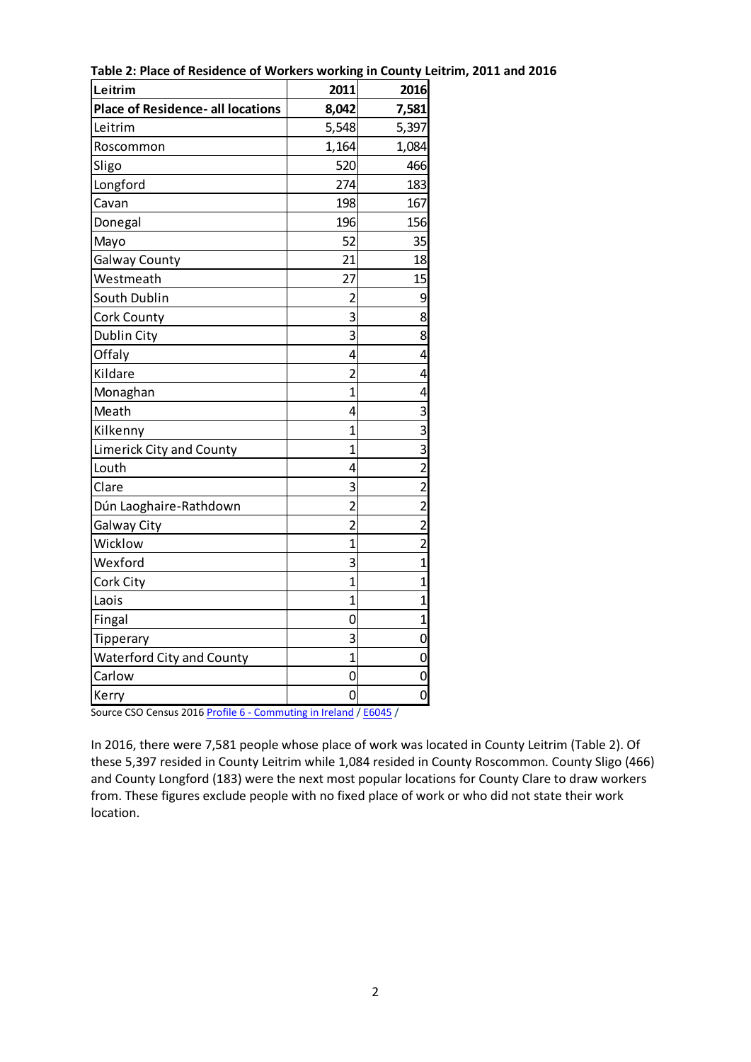**Table 2: Place of Residence of Workers working in County Leitrim, 2011 and 2016**

| Leitrim | 2011 | 2016 |
|---|---|---|
| **Place of Residence- all locations** | **8,042** | **7,581** |
| Leitrim | 5,548 | 5,397 |
| Roscommon | 1,164 | 1,084 |
| Sligo | 520 | 466 |
| Longford | 274 | 183 |
| Cavan | 198 | 167 |
| Donegal | 196 | 156 |
| Mayo | 52 | 35 |
| Galway County | 21 | 18 |
| Westmeath | 27 | 15 |
| South Dublin | 2 | 9 |
| Cork County | 3 | 8 |
| Dublin City | 3 | 8 |
| Offaly | 4 | 4 |
| Kildare | 2 | 4 |
| Monaghan | 1 | 4 |
| Meath | 4 | 3 |
| Kilkenny | 1 | 3 |
| Limerick City and County | 1 | 3 |
| Louth | 4 | 2 |
| Clare | 3 | 2 |
| Dún Laoghaire-Rathdown | 2 | 2 |
| Galway City | 2 | 2 |
| Wicklow | 1 | 2 |
| Wexford | 3 | 1 |
| Cork City | 1 | 1 |
| Laois | 1 | 1 |
| Fingal | 0 | 1 |
| Tipperary | 3 | 0 |
| Waterford City and County | 1 | 0 |
| Carlow | 0 | 0 |
| Kerry | 0 | 0 |

Source CSO Census 2016 Profile 6 - Commuting in Ireland / E6045 /

In 2016, there were 7,581 people whose place of work was located in County Leitrim (Table 2). Of these 5,397 resided in County Leitrim while 1,084 resided in County Roscommon. County Sligo (466) and County Longford (183) were the next most popular locations for County Clare to draw workers from. These figures exclude people with no fixed place of work or who did not state their work location.